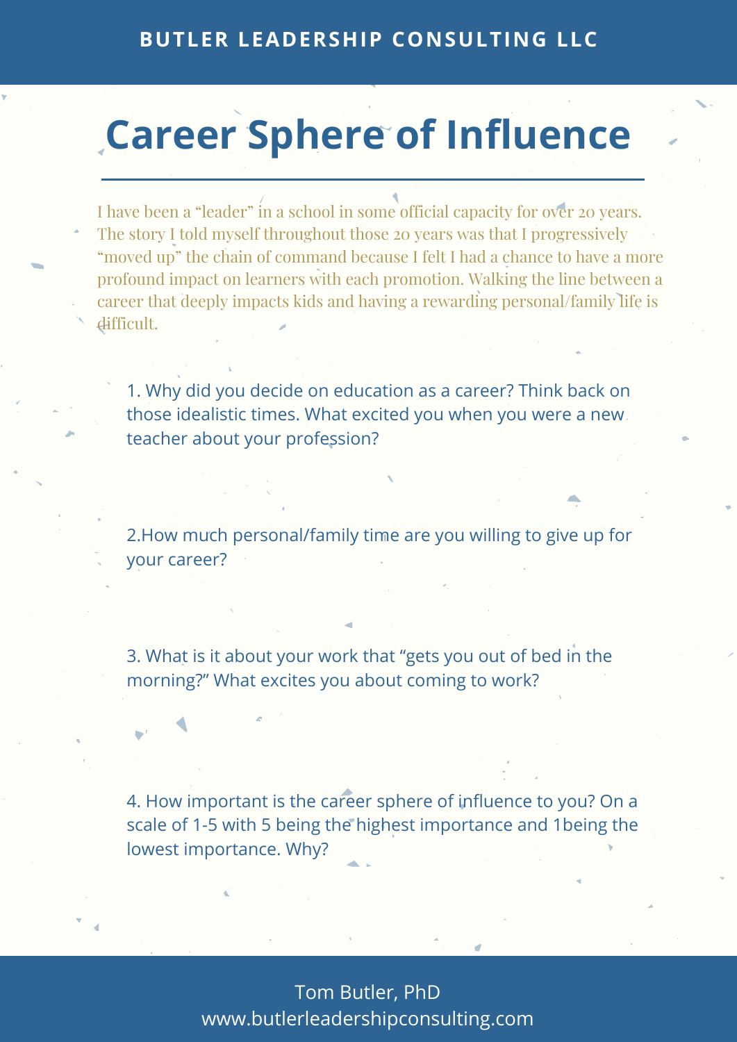BUTLER LEADERSHIP CONSULTING LLC

# Career Sphere of Influence

I have been a "leader" in a school in some official capacity for over 20 years. The story I told myself throughout those 20 years was that I progressively "moved up" the chain of command because I felt I had a chance to have a more profound impact on learners with each promotion. Walking the line between a career that deeply impacts kids and having a rewarding personal/family life is difficult.

1. Why did you decide on education as a career? Think back on those idealistic times. What excited you when you were a new teacher about your profession?

2.How much personal/family time are you willing to give up for your career?

3. What is it about your work that "gets you out of bed in the morning?" What excites you about coming to work?

4. How important is the career sphere of influence to you? On a scale of 1-5 with 5 being the highest importance and 1being the lowest importance. Why?

Tom Butler, PhD
www.butlerleadershipconsulting.com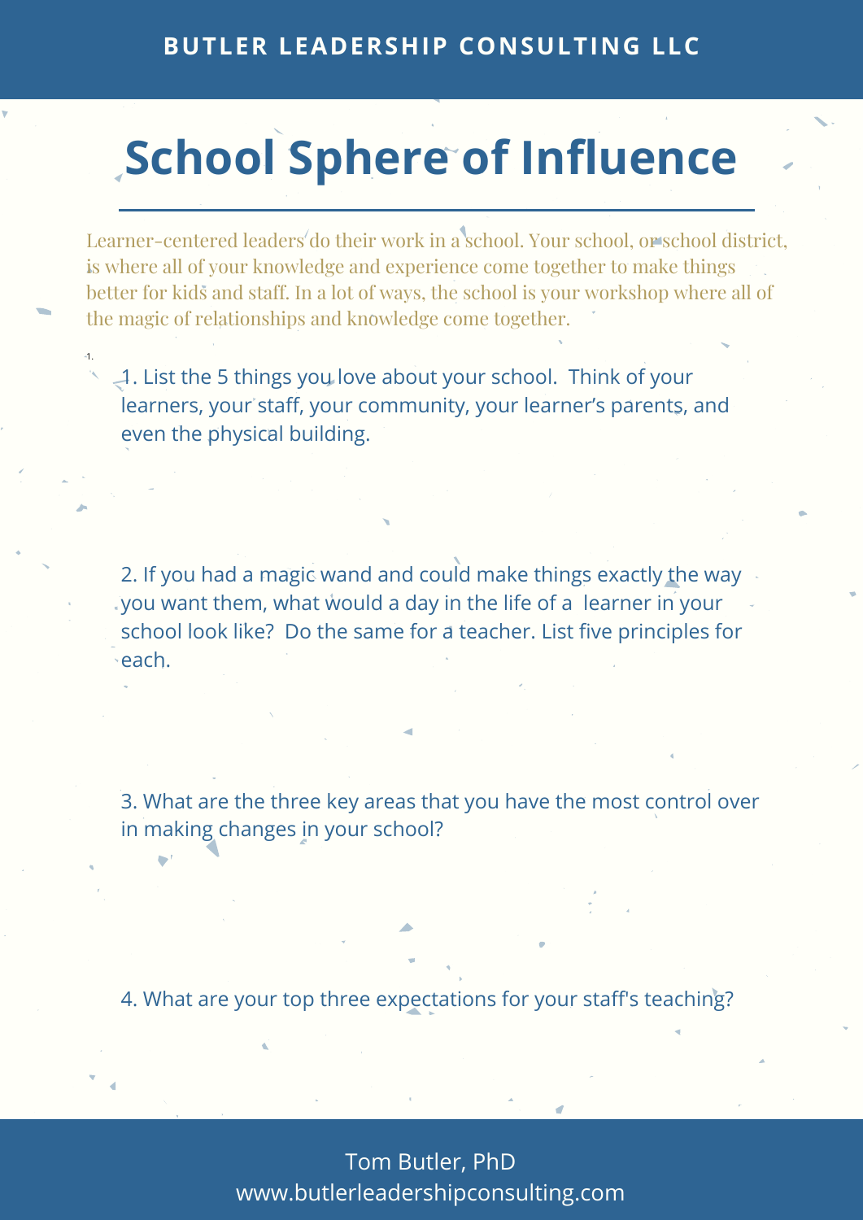# School Sphere of Influence

Learner-centered leaders do their work in a school. Your school, or school district, is where all of your knowledge and experience come together to make things better for kids and staff. In a lot of ways, the school is your workshop where all of the magic of relationships and knowledge come together.

1. List the 5 things you love about your school. Think of your learners, your staff, your community, your learner's parents, and even the physical building.

2. If you had a magic wand and could make things exactly the way you want them, what would a day in the life of a learner in your school look like? Do the same for a teacher. List five principles for each.

3. What are the three key areas that you have the most control over in making changes in your school?

4. What are your top three expectations for your staff's teaching?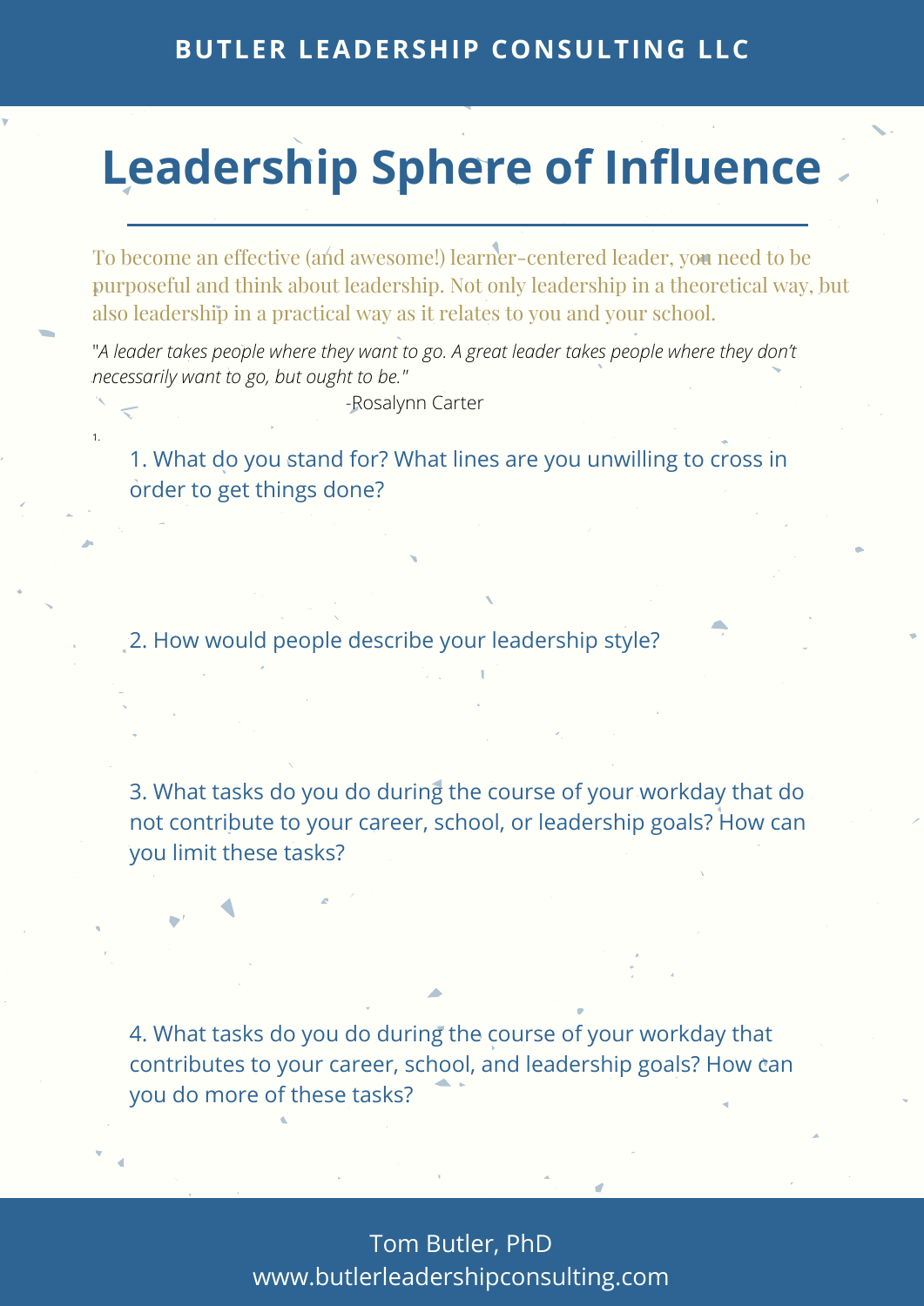BUTLER LEADERSHIP CONSULTING LLC

# Leadership Sphere of Influence

To become an effective (and awesome!) learner-centered leader, you need to be purposeful and think about leadership. Not only leadership in a theoretical way, but also leadership in a practical way as it relates to you and your school.

*"A leader takes people where they want to go. A great leader takes people where they don't necessarily want to go, but ought to be."*

-Rosalynn Carter

1. What do you stand for? What lines are you unwilling to cross in order to get things done?

2. How would people describe your leadership style?

3. What tasks do you do during the course of your workday that do not contribute to your career, school, or leadership goals? How can you limit these tasks?

4. What tasks do you do during the course of your workday that contributes to your career, school, and leadership goals? How can you do more of these tasks?

Tom Butler, PhD
www.butlerleadershipconsulting.com